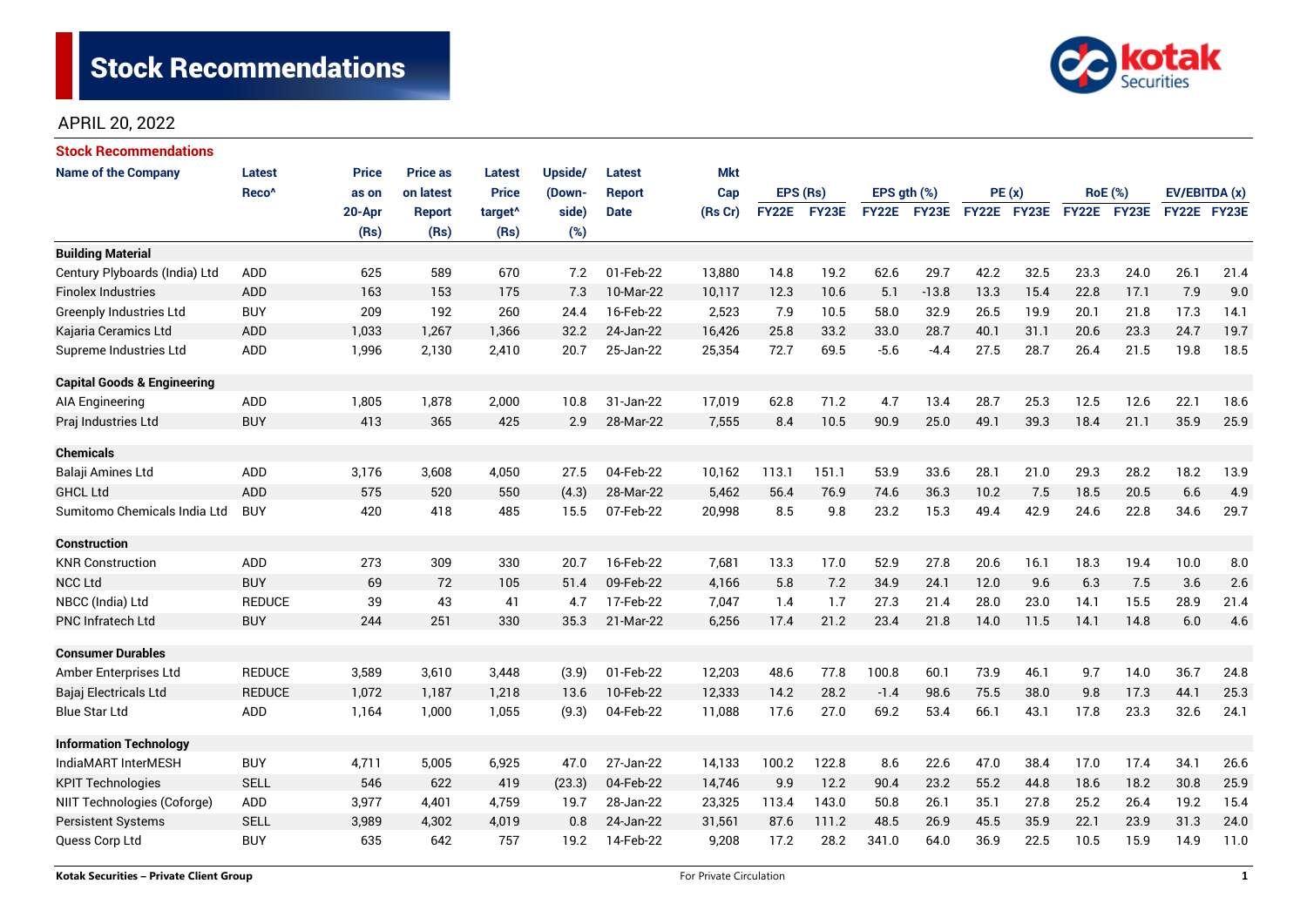# Stock Recommendations

APRIL 20, 2022

## Stock Recommendations

| Name of the Company | Latest Reco^ | Price as on 20-Apr (Rs) | Price as on latest Report (Rs) | Latest Price target^ (Rs) | Upside/ (Down-side) (%) | Latest Report Date | Mkt Cap (Rs Cr) | EPS (Rs) | | EPS gth (%) | | PE (x) | | RoE (%) | | EV/EBITDA (x) | |
|---|---|---|---|---|---|---|---|---|---|---|---|---|---|---|---|---|---|
| | | | | | | | | FY22E | FY23E | FY22E | FY23E | FY22E | FY23E | FY22E | FY23E | FY22E | FY23E |
| **Building Material** | | | | | | | | | | | | | | | | | |
| Century Plyboards (India) Ltd | ADD | 625 | 589 | 670 | 7.2 | 01-Feb-22 | 13,880 | 14.8 | 19.2 | 62.6 | 29.7 | 42.2 | 32.5 | 23.3 | 24.0 | 26.1 | 21.4 |
| Finolex Industries | ADD | 163 | 153 | 175 | 7.3 | 10-Mar-22 | 10,117 | 12.3 | 10.6 | 5.1 | -13.8 | 13.3 | 15.4 | 22.8 | 17.1 | 7.9 | 9.0 |
| Greenply Industries Ltd | BUY | 209 | 192 | 260 | 24.4 | 16-Feb-22 | 2,523 | 7.9 | 10.5 | 58.0 | 32.9 | 26.5 | 19.9 | 20.1 | 21.8 | 17.3 | 14.1 |
| Kajaria Ceramics Ltd | ADD | 1,033 | 1,267 | 1,366 | 32.2 | 24-Jan-22 | 16,426 | 25.8 | 33.2 | 33.0 | 28.7 | 40.1 | 31.1 | 20.6 | 23.3 | 24.7 | 19.7 |
| Supreme Industries Ltd | ADD | 1,996 | 2,130 | 2,410 | 20.7 | 25-Jan-22 | 25,354 | 72.7 | 69.5 | -5.6 | -4.4 | 27.5 | 28.7 | 26.4 | 21.5 | 19.8 | 18.5 |
| **Capital Goods & Engineering** | | | | | | | | | | | | | | | | | |
| AIA Engineering | ADD | 1,805 | 1,878 | 2,000 | 10.8 | 31-Jan-22 | 17,019 | 62.8 | 71.2 | 4.7 | 13.4 | 28.7 | 25.3 | 12.5 | 12.6 | 22.1 | 18.6 |
| Praj Industries Ltd | BUY | 413 | 365 | 425 | 2.9 | 28-Mar-22 | 7,555 | 8.4 | 10.5 | 90.9 | 25.0 | 49.1 | 39.3 | 18.4 | 21.1 | 35.9 | 25.9 |
| **Chemicals** | | | | | | | | | | | | | | | | | |
| Balaji Amines Ltd | ADD | 3,176 | 3,608 | 4,050 | 27.5 | 04-Feb-22 | 10,162 | 113.1 | 151.1 | 53.9 | 33.6 | 28.1 | 21.0 | 29.3 | 28.2 | 18.2 | 13.9 |
| GHCL Ltd | ADD | 575 | 520 | 550 | (4.3) | 28-Mar-22 | 5,462 | 56.4 | 76.9 | 74.6 | 36.3 | 10.2 | 7.5 | 18.5 | 20.5 | 6.6 | 4.9 |
| Sumitomo Chemicals India Ltd | BUY | 420 | 418 | 485 | 15.5 | 07-Feb-22 | 20,998 | 8.5 | 9.8 | 23.2 | 15.3 | 49.4 | 42.9 | 24.6 | 22.8 | 34.6 | 29.7 |
| **Construction** | | | | | | | | | | | | | | | | | |
| KNR Construction | ADD | 273 | 309 | 330 | 20.7 | 16-Feb-22 | 7,681 | 13.3 | 17.0 | 52.9 | 27.8 | 20.6 | 16.1 | 18.3 | 19.4 | 10.0 | 8.0 |
| NCC Ltd | BUY | 69 | 72 | 105 | 51.4 | 09-Feb-22 | 4,166 | 5.8 | 7.2 | 34.9 | 24.1 | 12.0 | 9.6 | 6.3 | 7.5 | 3.6 | 2.6 |
| NBCC (India) Ltd | REDUCE | 39 | 43 | 41 | 4.7 | 17-Feb-22 | 7,047 | 1.4 | 1.7 | 27.3 | 21.4 | 28.0 | 23.0 | 14.1 | 15.5 | 28.9 | 21.4 |
| PNC Infratech Ltd | BUY | 244 | 251 | 330 | 35.3 | 21-Mar-22 | 6,256 | 17.4 | 21.2 | 23.4 | 21.8 | 14.0 | 11.5 | 14.1 | 14.8 | 6.0 | 4.6 |
| **Consumer Durables** | | | | | | | | | | | | | | | | | |
| Amber Enterprises Ltd | REDUCE | 3,589 | 3,610 | 3,448 | (3.9) | 01-Feb-22 | 12,203 | 48.6 | 77.8 | 100.8 | 60.1 | 73.9 | 46.1 | 9.7 | 14.0 | 36.7 | 24.8 |
| Bajaj Electricals Ltd | REDUCE | 1,072 | 1,187 | 1,218 | 13.6 | 10-Feb-22 | 12,333 | 14.2 | 28.2 | -1.4 | 98.6 | 75.5 | 38.0 | 9.8 | 17.3 | 44.1 | 25.3 |
| Blue Star Ltd | ADD | 1,164 | 1,000 | 1,055 | (9.3) | 04-Feb-22 | 11,088 | 17.6 | 27.0 | 69.2 | 53.4 | 66.1 | 43.1 | 17.8 | 23.3 | 32.6 | 24.1 |
| **Information Technology** | | | | | | | | | | | | | | | | | |
| IndiaMART InterMESH | BUY | 4,711 | 5,005 | 6,925 | 47.0 | 27-Jan-22 | 14,133 | 100.2 | 122.8 | 8.6 | 22.6 | 47.0 | 38.4 | 17.0 | 17.4 | 34.1 | 26.6 |
| KPIT Technologies | SELL | 546 | 622 | 419 | (23.3) | 04-Feb-22 | 14,746 | 9.9 | 12.2 | 90.4 | 23.2 | 55.2 | 44.8 | 18.6 | 18.2 | 30.8 | 25.9 |
| NIIT Technologies (Coforge) | ADD | 3,977 | 4,401 | 4,759 | 19.7 | 28-Jan-22 | 23,325 | 113.4 | 143.0 | 50.8 | 26.1 | 35.1 | 27.8 | 25.2 | 26.4 | 19.2 | 15.4 |
| Persistent Systems | SELL | 3,989 | 4,302 | 4,019 | 0.8 | 24-Jan-22 | 31,561 | 87.6 | 111.2 | 48.5 | 26.9 | 45.5 | 35.9 | 22.1 | 23.9 | 31.3 | 24.0 |
| Quess Corp Ltd | BUY | 635 | 642 | 757 | 19.2 | 14-Feb-22 | 9,208 | 17.2 | 28.2 | 341.0 | 64.0 | 36.9 | 22.5 | 10.5 | 15.9 | 14.9 | 11.0 |

Kotak Securities – Private Client Group | For Private Circulation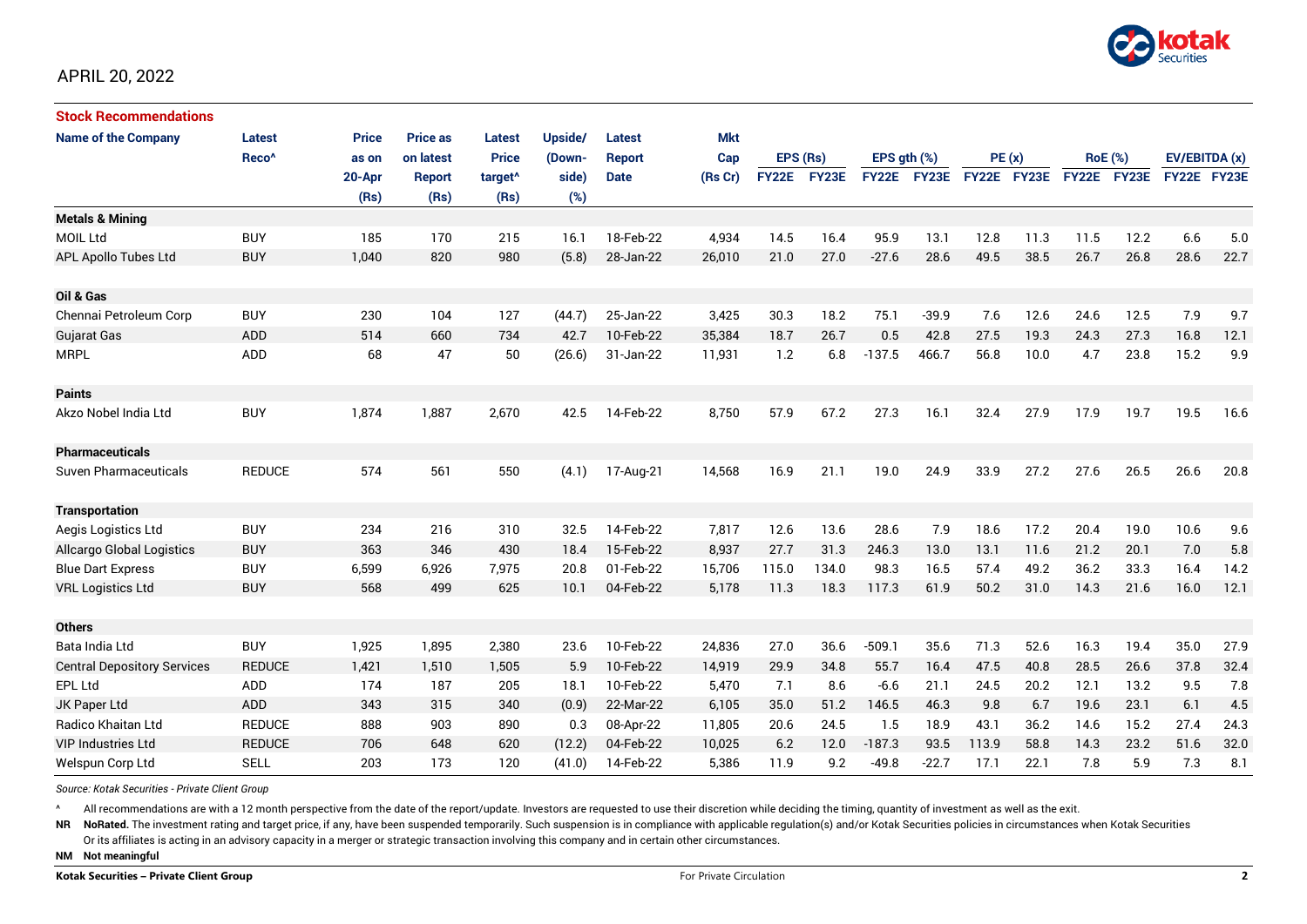APRIL 20, 2022

## Stock Recommendations

| Name of the Company | Latest Reco^ | Price as on 20-Apr (Rs) | Price as on latest Report (Rs) | Latest Price target^ (Rs) | Upside/ (Down-side) (%) | Latest Report Date | Mkt Cap (Rs Cr) | EPS (Rs) | | EPS gth (%) | | PE (x) | | RoE (%) | | EV/EBITDA (x) | |
|---|---|---|---|---|---|---|---|---|---|---|---|---|---|---|---|---|---|
| | | | | | | | | FY22E | FY23E | FY22E | FY23E | FY22E | FY23E | FY22E | FY23E | FY22E | FY23E |
| **Metals & Mining** | | | | | | | | | | | | | | | | | |
| MOIL Ltd | BUY | 185 | 170 | 215 | 16.1 | 18-Feb-22 | 4,934 | 14.5 | 16.4 | 95.9 | 13.1 | 12.8 | 11.3 | 11.5 | 12.2 | 6.6 | 5.0 |
| APL Apollo Tubes Ltd | BUY | 1,040 | 820 | 980 | (5.8) | 28-Jan-22 | 26,010 | 21.0 | 27.0 | -27.6 | 28.6 | 49.5 | 38.5 | 26.7 | 26.8 | 28.6 | 22.7 |
| **Oil & Gas** | | | | | | | | | | | | | | | | | |
| Chennai Petroleum Corp | BUY | 230 | 104 | 127 | (44.7) | 25-Jan-22 | 3,425 | 30.3 | 18.2 | 75.1 | -39.9 | 7.6 | 12.6 | 24.6 | 12.5 | 7.9 | 9.7 |
| Gujarat Gas | ADD | 514 | 660 | 734 | 42.7 | 10-Feb-22 | 35,384 | 18.7 | 26.7 | 0.5 | 42.8 | 27.5 | 19.3 | 24.3 | 27.3 | 16.8 | 12.1 |
| MRPL | ADD | 68 | 47 | 50 | (26.6) | 31-Jan-22 | 11,931 | 1.2 | 6.8 | -137.5 | 466.7 | 56.8 | 10.0 | 4.7 | 23.8 | 15.2 | 9.9 |
| **Paints** | | | | | | | | | | | | | | | | | |
| Akzo Nobel India Ltd | BUY | 1,874 | 1,887 | 2,670 | 42.5 | 14-Feb-22 | 8,750 | 57.9 | 67.2 | 27.3 | 16.1 | 32.4 | 27.9 | 17.9 | 19.7 | 19.5 | 16.6 |
| **Pharmaceuticals** | | | | | | | | | | | | | | | | | |
| Suven Pharmaceuticals | REDUCE | 574 | 561 | 550 | (4.1) | 17-Aug-21 | 14,568 | 16.9 | 21.1 | 19.0 | 24.9 | 33.9 | 27.2 | 27.6 | 26.5 | 26.6 | 20.8 |
| **Transportation** | | | | | | | | | | | | | | | | | |
| Aegis Logistics Ltd | BUY | 234 | 216 | 310 | 32.5 | 14-Feb-22 | 7,817 | 12.6 | 13.6 | 28.6 | 7.9 | 18.6 | 17.2 | 20.4 | 19.0 | 10.6 | 9.6 |
| Allcargo Global Logistics | BUY | 363 | 346 | 430 | 18.4 | 15-Feb-22 | 8,937 | 27.7 | 31.3 | 246.3 | 13.0 | 13.1 | 11.6 | 21.2 | 20.1 | 7.0 | 5.8 |
| Blue Dart Express | BUY | 6,599 | 6,926 | 7,975 | 20.8 | 01-Feb-22 | 15,706 | 115.0 | 134.0 | 98.3 | 16.5 | 57.4 | 49.2 | 36.2 | 33.3 | 16.4 | 14.2 |
| VRL Logistics Ltd | BUY | 568 | 499 | 625 | 10.1 | 04-Feb-22 | 5,178 | 11.3 | 18.3 | 117.3 | 61.9 | 50.2 | 31.0 | 14.3 | 21.6 | 16.0 | 12.1 |
| **Others** | | | | | | | | | | | | | | | | | |
| Bata India Ltd | BUY | 1,925 | 1,895 | 2,380 | 23.6 | 10-Feb-22 | 24,836 | 27.0 | 36.6 | -509.1 | 35.6 | 71.3 | 52.6 | 16.3 | 19.4 | 35.0 | 27.9 |
| Central Depository Services | REDUCE | 1,421 | 1,510 | 1,505 | 5.9 | 10-Feb-22 | 14,919 | 29.9 | 34.8 | 55.7 | 16.4 | 47.5 | 40.8 | 28.5 | 26.6 | 37.8 | 32.4 |
| EPL Ltd | ADD | 174 | 187 | 205 | 18.1 | 10-Feb-22 | 5,470 | 7.1 | 8.6 | -6.6 | 21.1 | 24.5 | 20.2 | 12.1 | 13.2 | 9.5 | 7.8 |
| JK Paper Ltd | ADD | 343 | 315 | 340 | (0.9) | 22-Mar-22 | 6,105 | 35.0 | 51.2 | 146.5 | 46.3 | 9.8 | 6.7 | 19.6 | 23.1 | 6.1 | 4.5 |
| Radico Khaitan Ltd | REDUCE | 888 | 903 | 890 | 0.3 | 08-Apr-22 | 11,805 | 20.6 | 24.5 | 1.5 | 18.9 | 43.1 | 36.2 | 14.6 | 15.2 | 27.4 | 24.3 |
| VIP Industries Ltd | REDUCE | 706 | 648 | 620 | (12.2) | 04-Feb-22 | 10,025 | 6.2 | 12.0 | -187.3 | 93.5 | 113.9 | 58.8 | 14.3 | 23.2 | 51.6 | 32.0 |
| Welspun Corp Ltd | SELL | 203 | 173 | 120 | (41.0) | 14-Feb-22 | 5,386 | 11.9 | 9.2 | -49.8 | -22.7 | 17.1 | 22.1 | 7.8 | 5.9 | 7.3 | 8.1 |

*Source: Kotak Securities - Private Client Group*

^ All recommendations are with a 12 month perspective from the date of the report/update. Investors are requested to use their discretion while deciding the timing, quantity of investment as well as the exit.

**NR** **NoRated.** The investment rating and target price, if any, have been suspended temporarily. Such suspension is in compliance with applicable regulation(s) and/or Kotak Securities policies in circumstances when Kotak Securities Or its affiliates is acting in an advisory capacity in a merger or strategic transaction involving this company and in certain other circumstances.

**NM** **Not meaningful**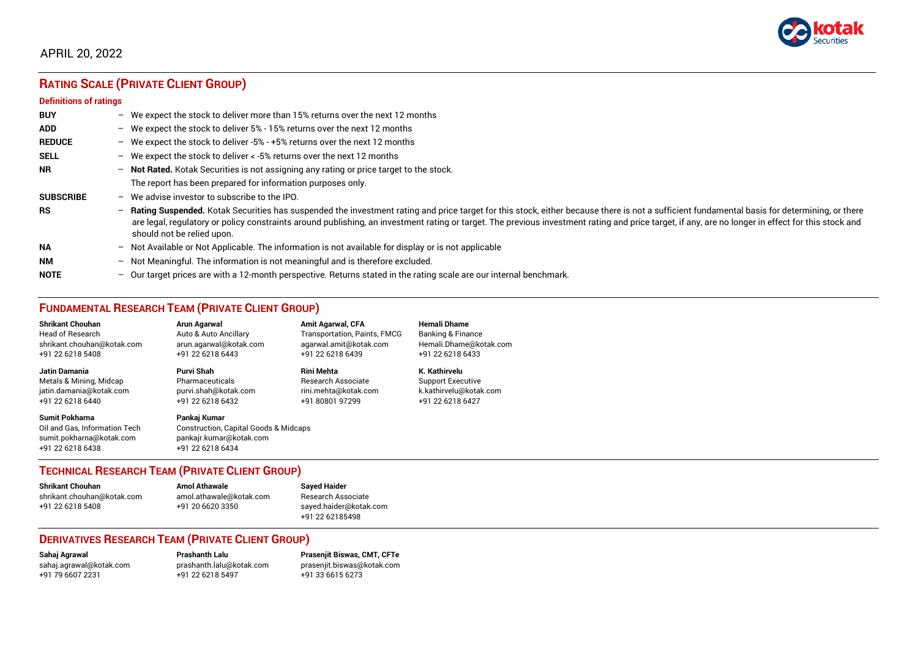APRIL 20, 2022

## RATING SCALE (PRIVATE CLIENT GROUP)

### Definitions of ratings

**BUY** – We expect the stock to deliver more than 15% returns over the next 12 months

**ADD** – We expect the stock to deliver 5% - 15% returns over the next 12 months

**REDUCE** – We expect the stock to deliver -5% - +5% returns over the next 12 months

**SELL** – We expect the stock to deliver < -5% returns over the next 12 months

**NR** – **Not Rated.** Kotak Securities is not assigning any rating or price target to the stock. The report has been prepared for information purposes only.

**SUBSCRIBE** – We advise investor to subscribe to the IPO.

**RS** – **Rating Suspended.** Kotak Securities has suspended the investment rating and price target for this stock, either because there is not a sufficient fundamental basis for determining, or there are legal, regulatory or policy constraints around publishing, an investment rating or target. The previous investment rating and price target, if any, are no longer in effect for this stock and should not be relied upon.

**NA** – Not Available or Not Applicable. The information is not available for display or is not applicable

**NM** – Not Meaningful. The information is not meaningful and is therefore excluded.

**NOTE** – Our target prices are with a 12-month perspective. Returns stated in the rating scale are our internal benchmark.

## FUNDAMENTAL RESEARCH TEAM (PRIVATE CLIENT GROUP)

**Shrikant Chouhan**
Head of Research
shrikant.chouhan@kotak.com
+91 22 6218 5408

**Arun Agarwal**
Auto & Auto Ancillary
arun.agarwal@kotak.com
+91 22 6218 6443

**Amit Agarwal, CFA**
Transportation, Paints, FMCG
agarwal.amit@kotak.com
+91 22 6218 6439

**Hemali Dhame**
Banking & Finance
Hemali.Dhame@kotak.com
+91 22 6218 6433

**Jatin Damania**
Metals & Mining, Midcap
jatin.damania@kotak.com
+91 22 6218 6440

**Purvi Shah**
Pharmaceuticals
purvi.shah@kotak.com
+91 22 6218 6432

**Rini Mehta**
Research Associate
rini.mehta@kotak.com
+91 80801 97299

**K. Kathirvelu**
Support Executive
k.kathirvelu@kotak.com
+91 22 6218 6427

**Sumit Pokharna**
Oil and Gas, Information Tech
sumit.pokharna@kotak.com
+91 22 6218 6438

**Pankaj Kumar**
Construction, Capital Goods & Midcaps
pankajr.kumar@kotak.com
+91 22 6218 6434

## TECHNICAL RESEARCH TEAM (PRIVATE CLIENT GROUP)

**Shrikant Chouhan**
shrikant.chouhan@kotak.com
+91 22 6218 5408

**Amol Athawale**
amol.athawale@kotak.com
+91 20 6620 3350

**Sayed Haider**
Research Associate
sayed.haider@kotak.com
+91 22 62185498

## DERIVATIVES RESEARCH TEAM (PRIVATE CLIENT GROUP)

**Sahaj Agrawal**
sahaj.agrawal@kotak.com
+91 79 6607 2231

**Prashanth Lalu**
prashanth.lalu@kotak.com
+91 22 6218 5497

**Prasenjit Biswas, CMT, CFTe**
prasenjit.biswas@kotak.com
+91 33 6615 6273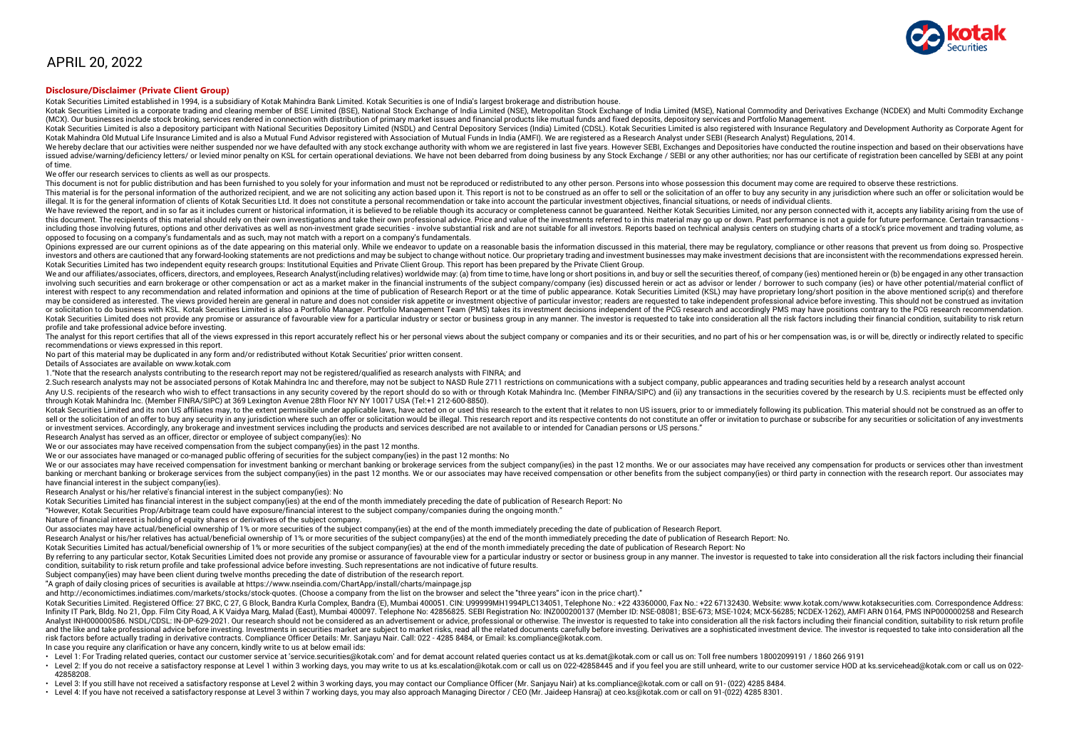APRIL 20, 2022

### Disclosure/Disclaimer (Private Client Group)

Kotak Securities Limited established in 1994, is a subsidiary of Kotak Mahindra Bank Limited. Kotak Securities is one of India's largest brokerage and distribution house.

Kotak Securities Limited is a corporate trading and clearing member of BSE Limited (BSE), National Stock Exchange of India Limited (NSE), Metropolitan Stock Exchange of India Limited (MSE), National Commodity and Derivatives Exchange (NCDEX) and Multi Commodity Exchange (MCX). Our businesses include stock broking, services rendered in connection with distribution of primary market issues and financial products like mutual funds and fixed deposits, depository services and Portfolio Management.

Kotak Securities Limited is also a depository participant with National Securities Depository Limited (NSDL) and Central Depository Services (India) Limited (CDSL). Kotak Securities Limited is also registered with Insurance Regulatory and Development Authority as Corporate Agent for Kotak Mahindra Old Mutual Life Insurance Limited and is also a Mutual Fund Advisor registered with Association of Mutual Funds in India (AMFI). We are registered as a Research Analyst under SEBI (Research Analyst) Regulations, 2014.

We hereby declare that our activities were neither suspended nor we have defaulted with any stock exchange authority with whom we are registered in last five years. However SEBI, Exchanges and Depositories have conducted the routine inspection and based on their observations have issued advise/warning/deficiency letters/ or levied minor penalty on KSL for certain operational deviations. We have not been debarred from doing business by any Stock Exchange / SEBI or any other authorities; nor has our certificate of registration been cancelled by SEBI at any point of time.

We offer our research services to clients as well as our prospects.

This document is not for public distribution and has been furnished to you solely for your information and must not be reproduced or redistributed to any other person. Persons into whose possession this document may come are required to observe these restrictions.

This material is for the personal information of the authorized recipient, and we are not soliciting any action based upon it. This report is not to be construed as an offer to sell or the solicitation of an offer to buy any security in any jurisdiction where such an offer or solicitation would be illegal. It is for the general information of clients of Kotak Securities Ltd. It does not constitute a personal recommendation or take into account the particular investment objectives, financial situations, or needs of individual clients.

We have reviewed the report, and in so far as it includes current or historical information, it is believed to be reliable though its accuracy or completeness cannot be guaranteed. Neither Kotak Securities Limited, nor any person connected with it, accepts any liability arising from the use of this document. The recipients of this material should rely on their own investigations and take their own professional advice. Price and value of the investments referred to in this material may go up or down. Past performance is not a guide for future performance. Certain transactions - including those involving futures, options and other derivatives as well as non-investment grade securities - involve substantial risk and are not suitable for all investors. Reports based on technical analysis centers on studying charts of a stock's price movement and trading volume, as opposed to focusing on a company's fundamentals and as such, may not match with a report on a company's fundamentals.

Opinions expressed are our current opinions as of the date appearing on this material only. While we endeavor to update on a reasonable basis the information discussed in this material, there may be regulatory, compliance or other reasons that prevent us from doing so. Prospective investors and others are cautioned that any forward-looking statements are not predictions and may be subject to change without notice. Our proprietary trading and investment businesses may make investment decisions that are inconsistent with the recommendations expressed herein. Kotak Securities Limited has two independent equity research groups: Institutional Equities and Private Client Group. This report has been prepared by the Private Client Group.

We and our affiliates/associates, officers, directors, and employees, Research Analyst(including relatives) worldwide may: (a) from time to time, have long or short positions in, and buy or sell the securities thereof, of company (ies) mentioned herein or (b) be engaged in any other transaction involving such securities and earn brokerage or other compensation or act as a market maker in the financial instruments of the subject company/company (ies) discussed herein or act as advisor or lender / borrower to such company (ies) or have other potential/material conflict of interest with respect to any recommendation and related information and opinions at the time of publication of Research Report or at the time of public appearance. Kotak Securities Limited (KSL) may have proprietary long/short position in the above mentioned scrip(s) and therefore may be considered as interested. The views provided herein are general in nature and does not consider risk appetite or investment objective of particular investor; readers are requested to take independent professional advice before investing. This should not be construed as invitation or solicitation to do business with KSL. Kotak Securities Limited is also a Portfolio Manager. Portfolio Management Team (PMS) takes its investment decisions independent of the PCG research and accordingly PMS may have positions contrary to the PCG research recommendation. Kotak Securities Limited does not provide any promise or assurance of favourable view for a particular industry or sector or business group in any manner. The investor is requested to take into consideration all the risk factors including their financial condition, suitability to risk return profile and take professional advice before investing.

The analyst for this report certifies that all of the views expressed in this report accurately reflect his or her personal views about the subject company or companies and its or their securities, and no part of his or her compensation was, is or will be, directly or indirectly related to specific recommendations or views expressed in this report.

No part of this material may be duplicated in any form and/or redistributed without Kotak Securities' prior written consent.

Details of Associates are available on www.kotak.com

1."Note that the research analysts contributing to the research report may not be registered/qualified as research analysts with FINRA; and

2.Such research analysts may not be associated persons of Kotak Mahindra Inc and therefore, may not be subject to NASD Rule 2711 restrictions on communications with a subject company, public appearances and trading securities held by a research analyst account

Any U.S. recipients of the research who wish to effect transactions in any security covered by the report should do so with or through Kotak Mahindra Inc. (Member FINRA/SIPC) and (ii) any transactions in the securities covered by the research by U.S. recipients must be effected only through Kotak Mahindra Inc. (Member FINRA/SIPC) at 369 Lexington Avenue 28th Floor NY NY 10017 USA (Tel:+1 212-600-8850).

Kotak Securities Limited and its non US affiliates may, to the extent permissible under applicable laws, have acted on or used this research to the extent that it relates to non US issuers, prior to or immediately following its publication. This material should not be construed as an offer to sell or the solicitation of an offer to buy any security in any jurisdiction where such an offer or solicitation would be illegal. This research report and its respective contents do not constitute an offer or invitation to purchase or subscribe for any securities or solicitation of any investments or investment services. Accordingly, any brokerage and investment services including the products and services described are not available to or intended for Canadian persons or US persons."

Research Analyst has served as an officer, director or employee of subject company(ies): No

We or our associates may have received compensation from the subject company(ies) in the past 12 months.

We or our associates have managed or co-managed public offering of securities for the subject company(ies) in the past 12 months: No

We or our associates may have received compensation for investment banking or merchant banking or brokerage services from the subject company(ies) in the past 12 months. We or our associates may have received any compensation for products or services other than investment banking or merchant banking or brokerage services from the subject company(ies) in the past 12 months. We or our associates may have received compensation or other benefits from the subject company(ies) or third party in connection with the research report. Our associates may have financial interest in the subject company(ies).

Research Analyst or his/her relative's financial interest in the subject company(ies): No

Kotak Securities Limited has financial interest in the subject company(ies) at the end of the month immediately preceding the date of publication of Research Report: No

"However, Kotak Securities Prop/Arbitrage team could have exposure/financial interest to the subject company/companies during the ongoing month."

Nature of financial interest is holding of equity shares or derivatives of the subject company.

Our associates may have actual/beneficial ownership of 1% or more securities of the subject company(ies) at the end of the month immediately preceding the date of publication of Research Report.

Research Analyst or his/her relatives has actual/beneficial ownership of 1% or more securities of the subject company(ies) at the end of the month immediately preceding the date of publication of Research Report: No.

Kotak Securities Limited has actual/beneficial ownership of 1% or more securities of the subject company(ies) at the end of the month immediately preceding the date of publication of Research Report: No

By referring to any particular sector, Kotak Securities Limited does not provide any promise or assurance of favourable view for a particular industry or sector or business group in any manner. The investor is requested to take into consideration all the risk factors including their financial condition, suitability to risk return profile and take professional advice before investing. Such representations are not indicative of future results.

Subject company(ies) may have been client during twelve months preceding the date of distribution of the research report.

"A graph of daily closing prices of securities is available at https://www.nseindia.com/ChartApp/install/charts/mainpage.jsp

and http://economictimes.indiatimes.com/markets/stocks/stock-quotes. (Choose a company from the list on the browser and select the "three years" icon in the price chart)."

Kotak Securities Limited. Registered Office: 27 BKC, C 27, G Block, Bandra Kurla Complex, Bandra (E), Mumbai 400051. CIN: U99999MH1994PLC134051, Telephone No.: +22 43360000, Fax No.: +22 67132430. Website: www.kotak.com/www.kotaksecurities.com. Correspondence Address: Infinity IT Park, Bldg. No 21, Opp. Film City Road, A K Vaidya Marg, Malad (East), Mumbai 400097. Telephone No: 42856825. SEBI Registration No: INZ000200137 (Member ID: NSE-08081; BSE-673; MSE-1024; MCX-56285; NCDEX-1262), AMFI ARN 0164, PMS INP000000258 and Research Analyst INH000000586. NSDL/CDSL: IN-DP-629-2021. Our research should not be considered as an advertisement or advice, professional or otherwise. The investor is requested to take into consideration all the risk factors including their financial condition, suitability to risk return profile and the like and take professional advice before investing. Investments in securities market are subject to market risks, read all the related documents carefully before investing. Derivatives are a sophisticated investment device. The investor is requested to take into consideration all the risk factors before actually trading in derivative contracts. Compliance Officer Details: Mr. Sanjayu Nair. Call: 022 - 4285 8484, or Email: ks.compliance@kotak.com.

In case you require any clarification or have any concern, kindly write to us at below email ids:

- Level 1: For Trading related queries, contact our customer service at 'service.securities@kotak.com' and for demat account related queries contact us at ks.demat@kotak.com or call us on: Toll free numbers 18002099191 / 1860 266 9191
- Level 2: If you do not receive a satisfactory response at Level 1 within 3 working days, you may write to us at ks.escalation@kotak.com or call us on 022-42858445 and if you feel you are still unheard, write to our customer service HOD at ks.servicehead@kotak.com or call us on 022-42858208.
- Level 3: If you still have not received a satisfactory response at Level 2 within 3 working days, you may contact our Compliance Officer (Mr. Sanjayu Nair) at ks.compliance@kotak.com or call on 91- (022) 4285 8484.
- Level 4: If you have not received a satisfactory response at Level 3 within 7 working days, you may also approach Managing Director / CEO (Mr. Jaideep Hansraj) at ceo.ks@kotak.com or call on 91-(022) 4285 8301.